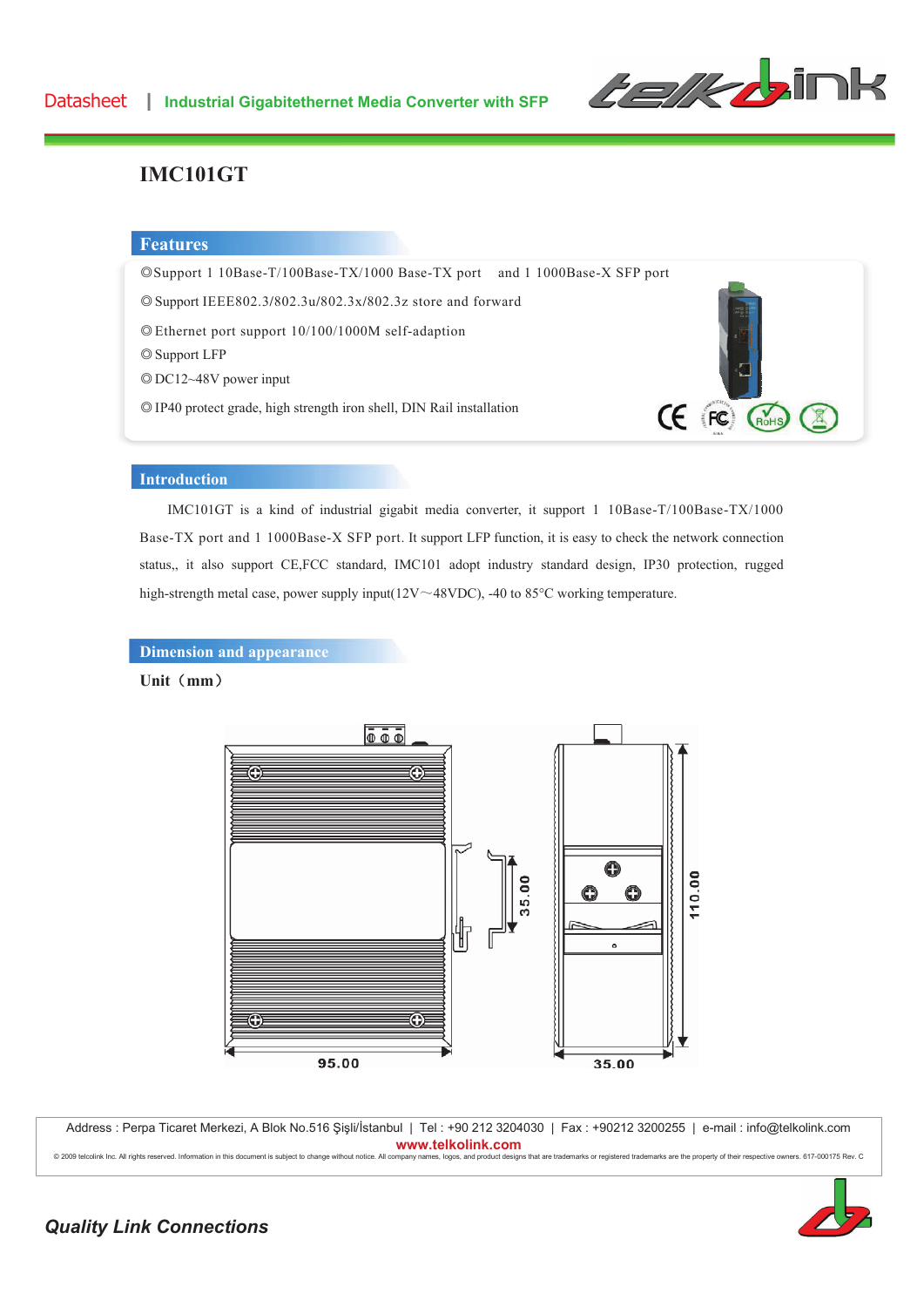Datasheet | Industrial Gigabitethernet Media Converter with SFP

# IMC101GT

## Features

◎Support 1 10Base-T/100Base-TX/1000 Base-TX port and 1 1000Base-X SFP port

◎Support IEEE802.3/802.3u/802.3x/802.3z store and forward

◎Ethernet port support 10/100/1000M self-adaption

◎Support LFP

◎DC12~48V power input

◎IP40 protect grade, high strength iron shell, DIN Rail installation

## Introduction

IMC101GT is a kind of industrial gigabit media converter, it support 1 10Base-T/100Base-TX/1000 Base-TX port and 1 1000Base-X SFP port. It support LFP function, it is easy to check the network connection status,, it also support CE,FCC standard, IMC101 adopt industry standard design, IP30 protection, rugged high-strength metal case, power supply input(12V～48VDC), -40 to 85°C working temperature.

## Dimension and appearance

**Unit（mm）**

95.00

35.00

35.00

110.00

Address : Perpa Ticaret Merkezi, A Blok No.516 Şişli/İstanbul | Tel : +90 212 3204030 | Fax : +90212 3200255 | e-mail : info@telkolink.com

www.telkolink.com

© 2009 telcolink Inc. All rights reserved. Information in this document is subject to change without notice. All company names, logos, and product designs that are trademarks or registered trademarks are the property of their respective owners. 617-000175 Rev. C

*Quality Link Connections*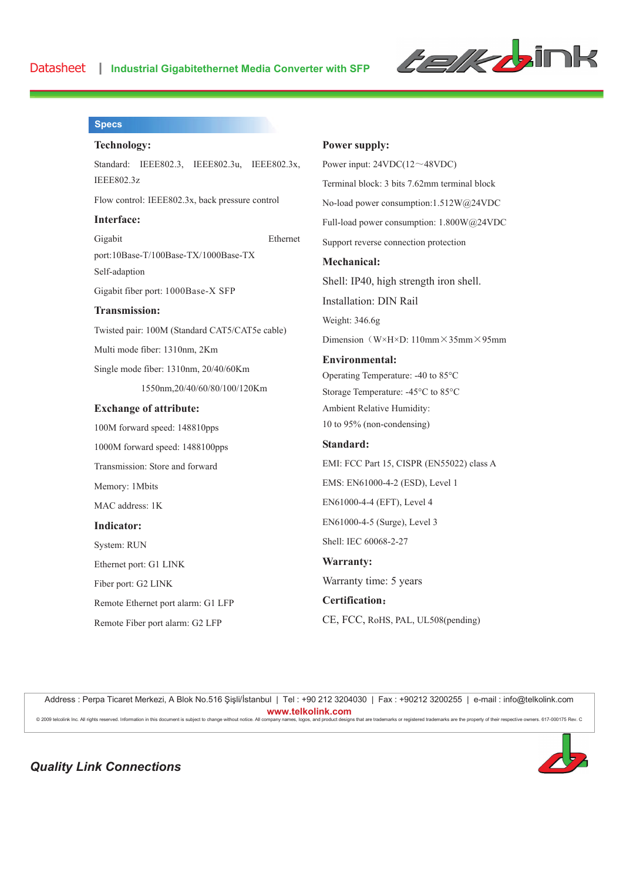## Specs

### Technology:

Standard: IEEE802.3, IEEE802.3u, IEEE802.3x, IEEE802.3z

Flow control: IEEE802.3x, back pressure control

### Interface:

Gigabit Ethernet port:10Base-T/100Base-TX/1000Base-TX Self-adaption

Gigabit fiber port: 1000Base-X SFP

### Transmission:

Twisted pair: 100M (Standard CAT5/CAT5e cable)

Multi mode fiber: 1310nm, 2Km

Single mode fiber: 1310nm, 20/40/60Km

1550nm,20/40/60/80/100/120Km

### Exchange of attribute:

100M forward speed: 148810pps

1000M forward speed: 1488100pps

Transmission: Store and forward

Memory: 1Mbits

MAC address: 1K

### Indicator:

System: RUN

Ethernet port: G1 LINK

Fiber port: G2 LINK

Remote Ethernet port alarm: G1 LFP

Remote Fiber port alarm: G2 LFP

### Power supply:

Power input: 24VDC(12～48VDC)

Terminal block: 3 bits 7.62mm terminal block

No-load power consumption:1.512W@24VDC

Full-load power consumption: 1.800W@24VDC

Support reverse connection protection

### Mechanical:

Shell: IP40, high strength iron shell.

Installation: DIN Rail

Weight: 346.6g

Dimension（W×H×D: 110mm×35mm×95mm

### Environmental:

Operating Temperature: -40 to 85°C

Storage Temperature: -45°C to 85°C

Ambient Relative Humidity:

10 to 95% (non-condensing)

### Standard:

EMI: FCC Part 15, CISPR (EN55022) class A

EMS: EN61000-4-2 (ESD), Level 1

EN61000-4-4 (EFT), Level 4

EN61000-4-5 (Surge), Level 3

Shell: IEC 60068-2-27

### Warranty:

Warranty time: 5 years

### Certification:

CE, FCC, RoHS, PAL, UL508(pending)

Address : Perpa Ticaret Merkezi, A Blok No.516 Şişli/İstanbul | Tel : +90 212 3204030 | Fax : +90212 3200255 | e-mail : info@telkolink.com

www.telkolink.com

© 2009 telcolink Inc. All rights reserved. Information in this document is subject to change without notice. All company names, logos, and product designs that are trademarks or registered trademarks are the property of their respective owners. 617-000175 Rev. C

*Quality Link Connections*